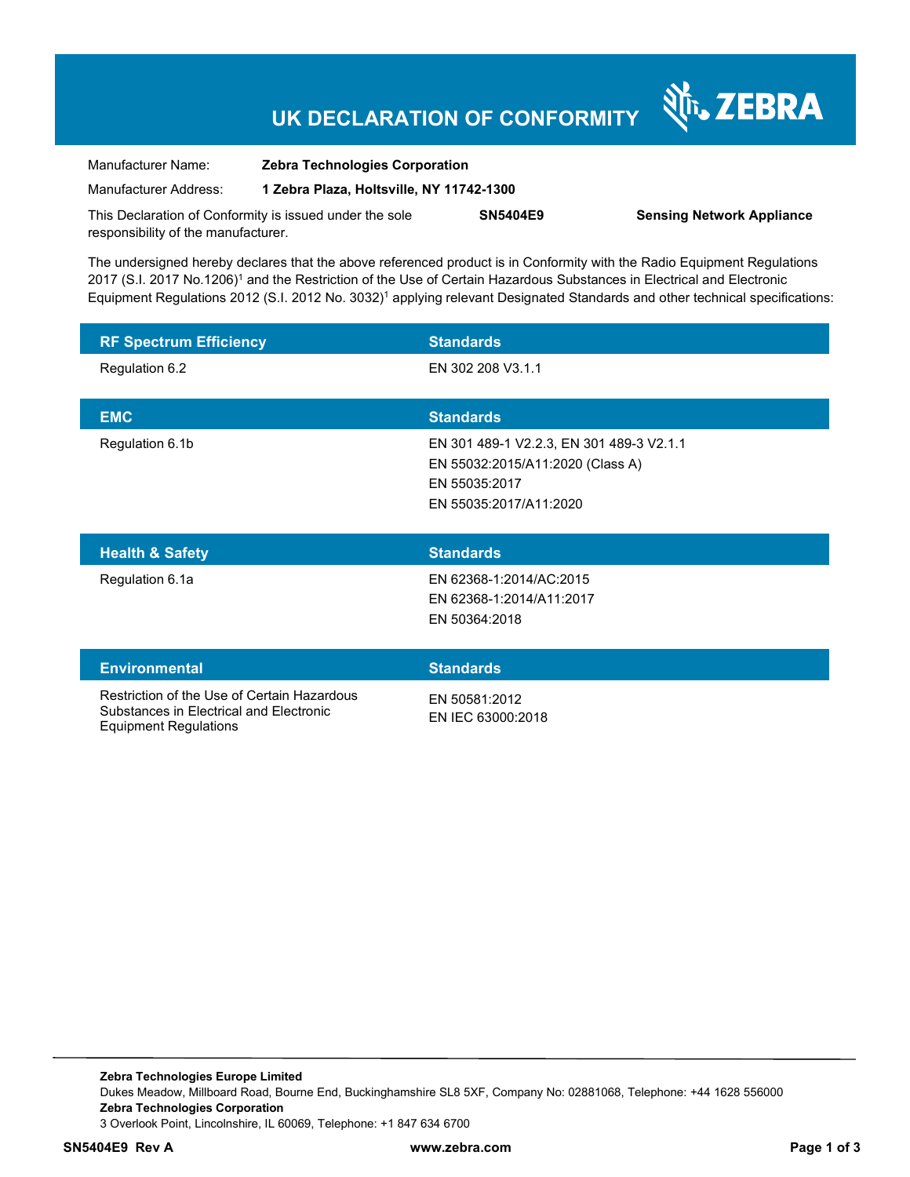# UK DECLARATION OF CONFORMITY

ZEBRA

| | |
|---|---|
| Manufacturer Name: | **Zebra Technologies Corporation** |
| Manufacturer Address: | **1 Zebra Plaza, Holtsville, NY 11742-1300** |

This Declaration of Conformity is issued under the sole responsibility of the manufacturer. **SN5404E9** **Sensing Network Appliance**

The undersigned hereby declares that the above referenced product is in Conformity with the Radio Equipment Regulations 2017 (S.I. 2017 No.1206)[1] and the Restriction of the Use of Certain Hazardous Substances in Electrical and Electronic Equipment Regulations 2012 (S.I. 2012 No. 3032)[1] applying relevant Designated Standards and other technical specifications:

| RF Spectrum Efficiency | Standards |
|---|---|
| Regulation 6.2 | EN 302 208 V3.1.1 |

| EMC | Standards |
|---|---|
| Regulation 6.1b | EN 301 489-1 V2.2.3, EN 301 489-3 V2.1.1<br>EN 55032:2015/A11:2020 (Class A)<br>EN 55035:2017<br>EN 55035:2017/A11:2020 |

| Health & Safety | Standards |
|---|---|
| Regulation 6.1a | EN 62368-1:2014/AC:2015<br>EN 62368-1:2014/A11:2017<br>EN 50364:2018 |

| Environmental | Standards |
|---|---|
| Restriction of the Use of Certain Hazardous Substances in Electrical and Electronic Equipment Regulations | EN 50581:2012<br>EN IEC 63000:2018 |

**Zebra Technologies Europe Limited**
Dukes Meadow, Millboard Road, Bourne End, Buckinghamshire SL8 5XF, Company No: 02881068, Telephone: +44 1628 556000
**Zebra Technologies Corporation**
3 Overlook Point, Lincolnshire, IL 60069, Telephone: +1 847 634 6700

**SN5404E9 Rev A** **www.zebra.com**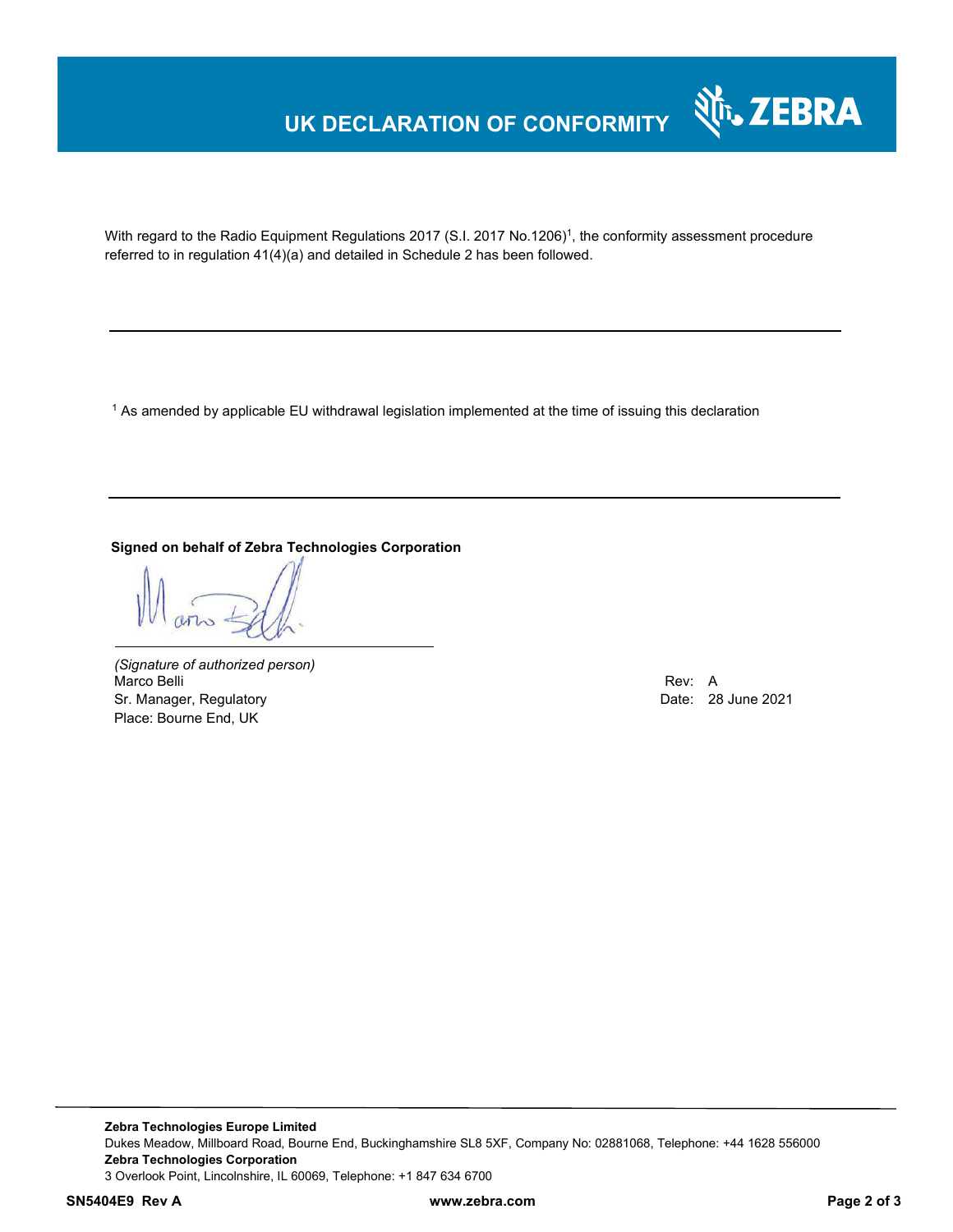# UK DECLARATION OF CONFORMITY

With regard to the Radio Equipment Regulations 2017 (S.I. 2017 No.1206)[1], the conformity assessment procedure referred to in regulation 41(4)(a) and detailed in Schedule 2 has been followed.

---

[1] As amended by applicable EU withdrawal legislation implemented at the time of issuing this declaration

---

**Signed on behalf of Zebra Technologies Corporation**

*(Signature of authorized person)*
Marco Belli
Sr. Manager, Regulatory
Place: Bourne End, UK

Rev: A
Date: 28 June 2021

**Zebra Technologies Europe Limited**
Dukes Meadow, Millboard Road, Bourne End, Buckinghamshire SL8 5XF, Company No: 02881068, Telephone: +44 1628 556000
**Zebra Technologies Corporation**
3 Overlook Point, Lincolnshire, IL 60069, Telephone: +1 847 634 6700

**SN5404E9 Rev A** **www.zebra.com**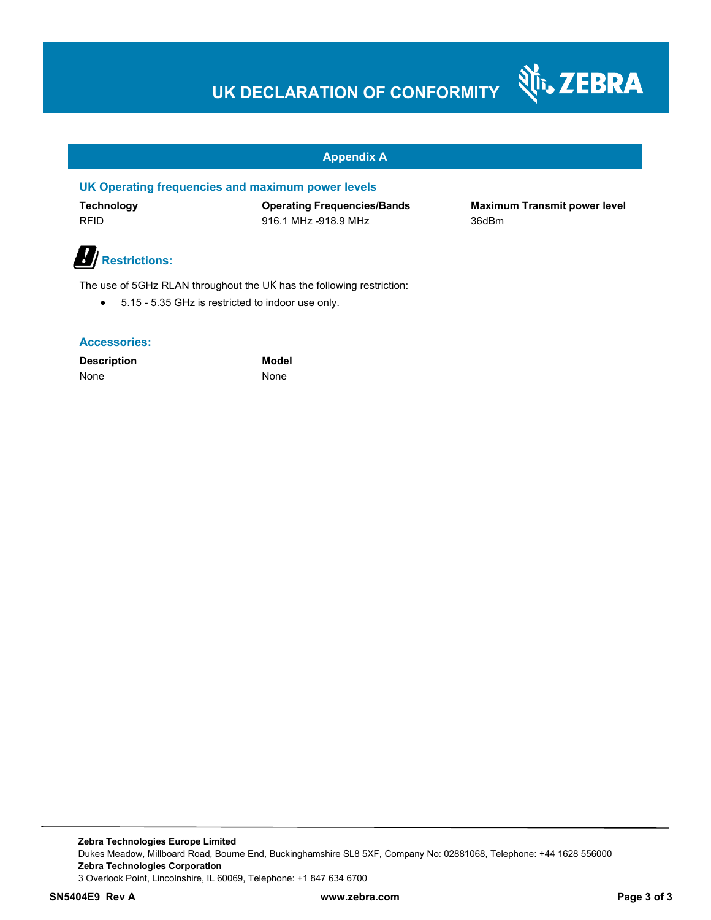## Appendix A

### UK Operating frequencies and maximum power levels

| Technology | Operating Frequencies/Bands | Maximum Transmit power level |
|---|---|---|
| RFID | 916.1 MHz -918.9 MHz | 36dBm |

### Restrictions:

The use of 5GHz RLAN throughout the UK has the following restriction:

- 5.15 - 5.35 GHz is restricted to indoor use only.

### Accessories:

| Description | Model |
|---|---|
| None | None |

**Zebra Technologies Europe Limited**
Dukes Meadow, Millboard Road, Bourne End, Buckinghamshire SL8 5XF, Company No: 02881068, Telephone: +44 1628 556000
**Zebra Technologies Corporation**
3 Overlook Point, Lincolnshire, IL 60069, Telephone: +1 847 634 6700